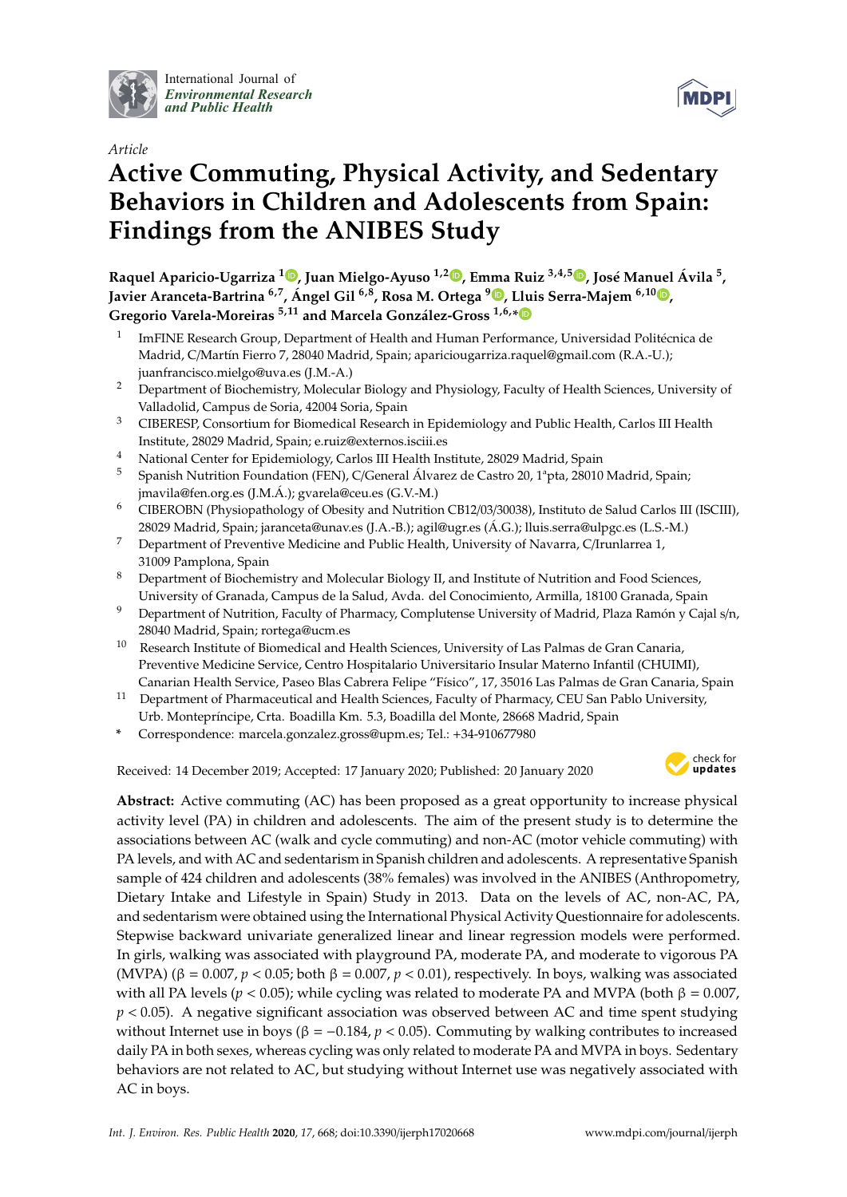*Article*

# Active Commuting, Physical Activity, and Sedentary Behaviors in Children and Adolescents from Spain: Findings from the ANIBES Study

**Raquel Aparicio-Ugarriza [1], Juan Mielgo-Ayuso [1,2], Emma Ruiz [3,4,5], José Manuel Ávila [5], Javier Aranceta-Bartrina [6,7], Ángel Gil [6,8], Rosa M. Ortega [9], Lluis Serra-Majem [6,10], Gregorio Varela-Moreiras [5,11] and Marcela González-Gross [1,6,*]**

1. ImFINE Research Group, Department of Health and Human Performance, Universidad Politécnica de Madrid, C/Martín Fierro 7, 28040 Madrid, Spain; apariciougarriza.raquel@gmail.com (R.A.-U.); juanfrancisco.mielgo@uva.es (J.M.-A.)
2. Department of Biochemistry, Molecular Biology and Physiology, Faculty of Health Sciences, University of Valladolid, Campus de Soria, 42004 Soria, Spain
3. CIBERESP, Consortium for Biomedical Research in Epidemiology and Public Health, Carlos III Health Institute, 28029 Madrid, Spain; e.ruiz@externos.isciii.es
4. National Center for Epidemiology, Carlos III Health Institute, 28029 Madrid, Spain
5. Spanish Nutrition Foundation (FEN), C/General Álvarez de Castro 20, 1ªpta, 28010 Madrid, Spain; jmavila@fen.org.es (J.M.Á.); gvarela@ceu.es (G.V.-M.)
6. CIBEROBN (Physiopathology of Obesity and Nutrition CB12/03/30038), Instituto de Salud Carlos III (ISCIII), 28029 Madrid, Spain; jaranceta@unav.es (J.A.-B.); agil@ugr.es (Á.G.); lluis.serra@ulpgc.es (L.S.-M.)
7. Department of Preventive Medicine and Public Health, University of Navarra, C/Irunlarrea 1, 31009 Pamplona, Spain
8. Department of Biochemistry and Molecular Biology II, and Institute of Nutrition and Food Sciences, University of Granada, Campus de la Salud, Avda. del Conocimiento, Armilla, 18100 Granada, Spain
9. Department of Nutrition, Faculty of Pharmacy, Complutense University of Madrid, Plaza Ramón y Cajal s/n, 28040 Madrid, Spain; rortega@ucm.es
10. Research Institute of Biomedical and Health Sciences, University of Las Palmas de Gran Canaria, Preventive Medicine Service, Centro Hospitalario Universitario Insular Materno Infantil (CHUIMI), Canarian Health Service, Paseo Blas Cabrera Felipe "Físico", 17, 35016 Las Palmas de Gran Canaria, Spain
11. Department of Pharmaceutical and Health Sciences, Faculty of Pharmacy, CEU San Pablo University, Urb. Montepríncipe, Crta. Boadilla Km. 5.3, Boadilla del Monte, 28668 Madrid, Spain

\* Correspondence: marcela.gonzalez.gross@upm.es; Tel.: +34-910677980

Received: 14 December 2019; Accepted: 17 January 2020; Published: 20 January 2020

**Abstract:** Active commuting (AC) has been proposed as a great opportunity to increase physical activity level (PA) in children and adolescents. The aim of the present study is to determine the associations between AC (walk and cycle commuting) and non-AC (motor vehicle commuting) with PA levels, and with AC and sedentarism in Spanish children and adolescents. A representative Spanish sample of 424 children and adolescents (38% females) was involved in the ANIBES (Anthropometry, Dietary Intake and Lifestyle in Spain) Study in 2013. Data on the levels of AC, non-AC, PA, and sedentarism were obtained using the International Physical Activity Questionnaire for adolescents. Stepwise backward univariate generalized linear and linear regression models were performed. In girls, walking was associated with playground PA, moderate PA, and moderate to vigorous PA (MVPA) ($\beta = 0.007$, $p < 0.05$; both $\beta = 0.007$, $p < 0.01$), respectively. In boys, walking was associated with all PA levels ($p < 0.05$); while cycling was related to moderate PA and MVPA (both $\beta = 0.007$, $p < 0.05$). A negative significant association was observed between AC and time spent studying without Internet use in boys ($\beta = -0.184$, $p < 0.05$). Commuting by walking contributes to increased daily PA in both sexes, whereas cycling was only related to moderate PA and MVPA in boys. Sedentary behaviors are not related to AC, but studying without Internet use was negatively associated with AC in boys.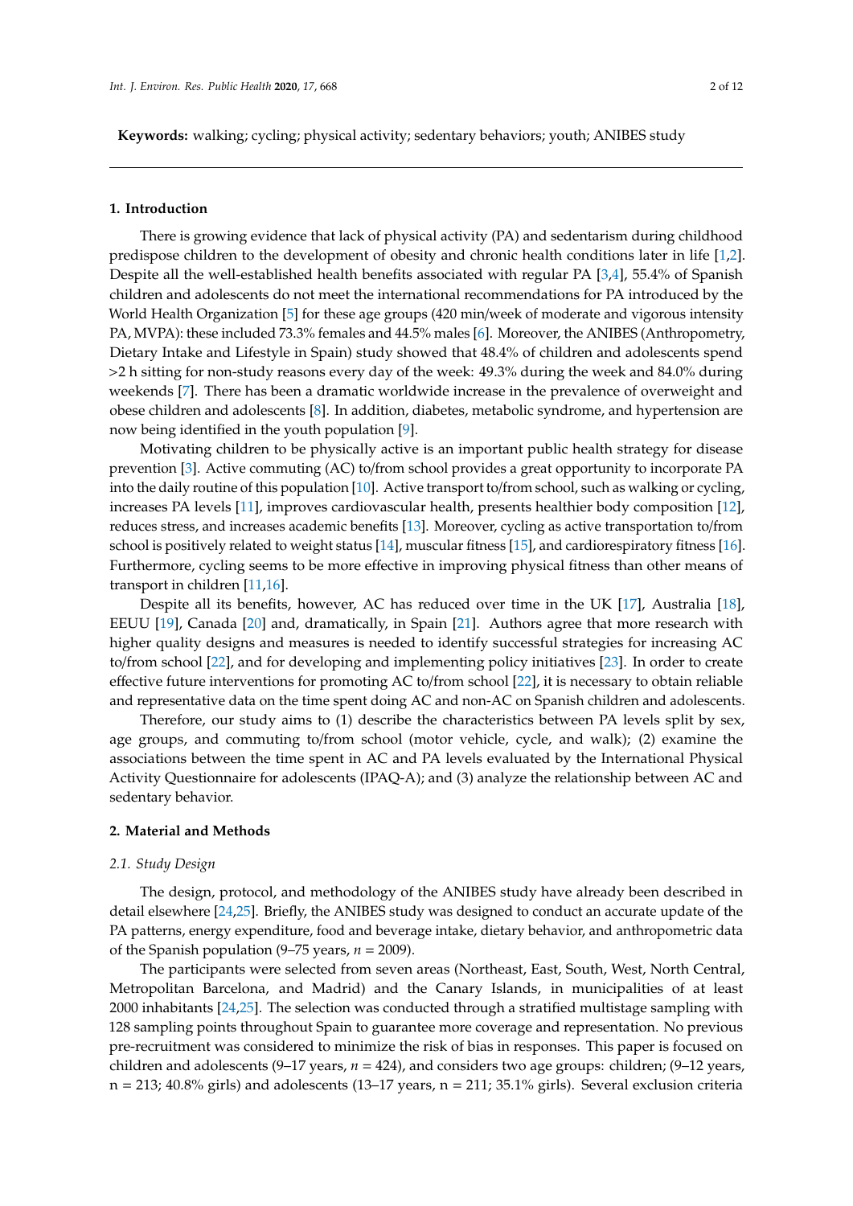**Keywords:** walking; cycling; physical activity; sedentary behaviors; youth; ANIBES study

## 1. Introduction

There is growing evidence that lack of physical activity (PA) and sedentarism during childhood predispose children to the development of obesity and chronic health conditions later in life [1,2]. Despite all the well-established health benefits associated with regular PA [3,4], 55.4% of Spanish children and adolescents do not meet the international recommendations for PA introduced by the World Health Organization [5] for these age groups (420 min/week of moderate and vigorous intensity PA, MVPA): these included 73.3% females and 44.5% males [6]. Moreover, the ANIBES (Anthropometry, Dietary Intake and Lifestyle in Spain) study showed that 48.4% of children and adolescents spend >2 h sitting for non-study reasons every day of the week: 49.3% during the week and 84.0% during weekends [7]. There has been a dramatic worldwide increase in the prevalence of overweight and obese children and adolescents [8]. In addition, diabetes, metabolic syndrome, and hypertension are now being identified in the youth population [9].

Motivating children to be physically active is an important public health strategy for disease prevention [3]. Active commuting (AC) to/from school provides a great opportunity to incorporate PA into the daily routine of this population [10]. Active transport to/from school, such as walking or cycling, increases PA levels [11], improves cardiovascular health, presents healthier body composition [12], reduces stress, and increases academic benefits [13]. Moreover, cycling as active transportation to/from school is positively related to weight status [14], muscular fitness [15], and cardiorespiratory fitness [16]. Furthermore, cycling seems to be more effective in improving physical fitness than other means of transport in children [11,16].

Despite all its benefits, however, AC has reduced over time in the UK [17], Australia [18], EEUU [19], Canada [20] and, dramatically, in Spain [21]. Authors agree that more research with higher quality designs and measures is needed to identify successful strategies for increasing AC to/from school [22], and for developing and implementing policy initiatives [23]. In order to create effective future interventions for promoting AC to/from school [22], it is necessary to obtain reliable and representative data on the time spent doing AC and non-AC on Spanish children and adolescents.

Therefore, our study aims to (1) describe the characteristics between PA levels split by sex, age groups, and commuting to/from school (motor vehicle, cycle, and walk); (2) examine the associations between the time spent in AC and PA levels evaluated by the International Physical Activity Questionnaire for adolescents (IPAQ-A); and (3) analyze the relationship between AC and sedentary behavior.

## 2. Material and Methods

### 2.1. Study Design

The design, protocol, and methodology of the ANIBES study have already been described in detail elsewhere [24,25]. Briefly, the ANIBES study was designed to conduct an accurate update of the PA patterns, energy expenditure, food and beverage intake, dietary behavior, and anthropometric data of the Spanish population (9–75 years, $n$ = 2009).

The participants were selected from seven areas (Northeast, East, South, West, North Central, Metropolitan Barcelona, and Madrid) and the Canary Islands, in municipalities of at least 2000 inhabitants [24,25]. The selection was conducted through a stratified multistage sampling with 128 sampling points throughout Spain to guarantee more coverage and representation. No previous pre-recruitment was considered to minimize the risk of bias in responses. This paper is focused on children and adolescents (9–17 years, $n$ = 424), and considers two age groups: children; (9–12 years, n = 213; 40.8% girls) and adolescents (13–17 years, n = 211; 35.1% girls). Several exclusion criteria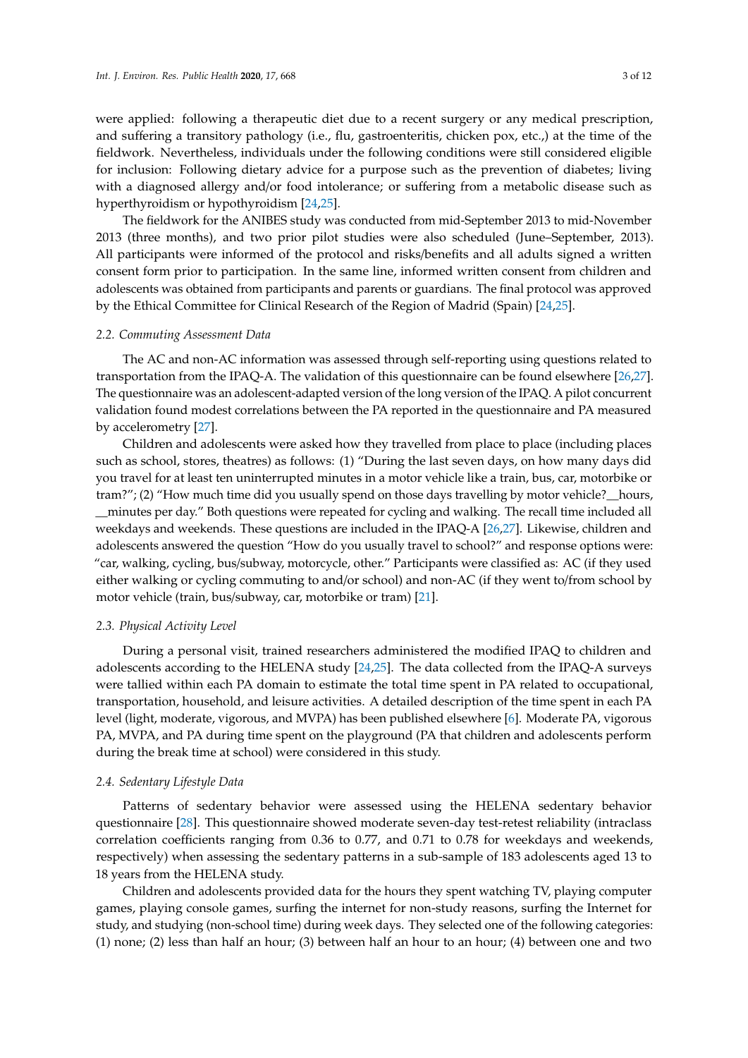were applied: following a therapeutic diet due to a recent surgery or any medical prescription, and suffering a transitory pathology (i.e., flu, gastroenteritis, chicken pox, etc.,) at the time of the fieldwork. Nevertheless, individuals under the following conditions were still considered eligible for inclusion: Following dietary advice for a purpose such as the prevention of diabetes; living with a diagnosed allergy and/or food intolerance; or suffering from a metabolic disease such as hyperthyroidism or hypothyroidism [24,25].

The fieldwork for the ANIBES study was conducted from mid-September 2013 to mid-November 2013 (three months), and two prior pilot studies were also scheduled (June–September, 2013). All participants were informed of the protocol and risks/benefits and all adults signed a written consent form prior to participation. In the same line, informed written consent from children and adolescents was obtained from participants and parents or guardians. The final protocol was approved by the Ethical Committee for Clinical Research of the Region of Madrid (Spain) [24,25].

### *2.2. Commuting Assessment Data*

The AC and non-AC information was assessed through self-reporting using questions related to transportation from the IPAQ-A. The validation of this questionnaire can be found elsewhere [26,27]. The questionnaire was an adolescent-adapted version of the long version of the IPAQ. A pilot concurrent validation found modest correlations between the PA reported in the questionnaire and PA measured by accelerometry [27].

Children and adolescents were asked how they travelled from place to place (including places such as school, stores, theatres) as follows: (1) "During the last seven days, on how many days did you travel for at least ten uninterrupted minutes in a motor vehicle like a train, bus, car, motorbike or tram?"; (2) "How much time did you usually spend on those days travelling by motor vehicle?__hours, __minutes per day." Both questions were repeated for cycling and walking. The recall time included all weekdays and weekends. These questions are included in the IPAQ-A [26,27]. Likewise, children and adolescents answered the question "How do you usually travel to school?" and response options were: "car, walking, cycling, bus/subway, motorcycle, other." Participants were classified as: AC (if they used either walking or cycling commuting to and/or school) and non-AC (if they went to/from school by motor vehicle (train, bus/subway, car, motorbike or tram) [21].

### *2.3. Physical Activity Level*

During a personal visit, trained researchers administered the modified IPAQ to children and adolescents according to the HELENA study [24,25]. The data collected from the IPAQ-A surveys were tallied within each PA domain to estimate the total time spent in PA related to occupational, transportation, household, and leisure activities. A detailed description of the time spent in each PA level (light, moderate, vigorous, and MVPA) has been published elsewhere [6]. Moderate PA, vigorous PA, MVPA, and PA during time spent on the playground (PA that children and adolescents perform during the break time at school) were considered in this study.

### *2.4. Sedentary Lifestyle Data*

Patterns of sedentary behavior were assessed using the HELENA sedentary behavior questionnaire [28]. This questionnaire showed moderate seven-day test-retest reliability (intraclass correlation coefficients ranging from 0.36 to 0.77, and 0.71 to 0.78 for weekdays and weekends, respectively) when assessing the sedentary patterns in a sub-sample of 183 adolescents aged 13 to 18 years from the HELENA study.

Children and adolescents provided data for the hours they spent watching TV, playing computer games, playing console games, surfing the internet for non-study reasons, surfing the Internet for study, and studying (non-school time) during week days. They selected one of the following categories: (1) none; (2) less than half an hour; (3) between half an hour to an hour; (4) between one and two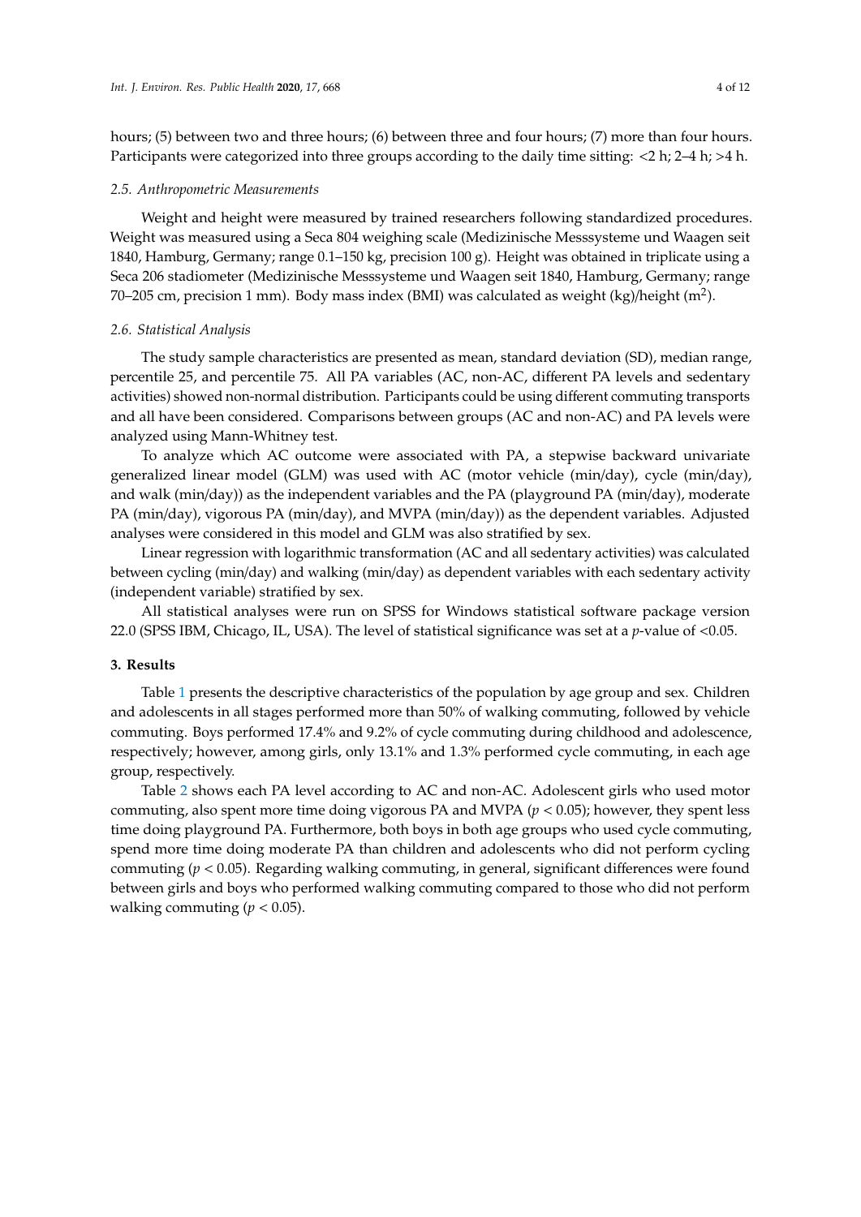hours; (5) between two and three hours; (6) between three and four hours; (7) more than four hours. Participants were categorized into three groups according to the daily time sitting: <2 h; 2–4 h; >4 h.

### *2.5. Anthropometric Measurements*

Weight and height were measured by trained researchers following standardized procedures. Weight was measured using a Seca 804 weighing scale (Medizinische Messsysteme und Waagen seit 1840, Hamburg, Germany; range 0.1–150 kg, precision 100 g). Height was obtained in triplicate using a Seca 206 stadiometer (Medizinische Messsysteme und Waagen seit 1840, Hamburg, Germany; range 70–205 cm, precision 1 mm). Body mass index (BMI) was calculated as weight (kg)/height ($m^2$).

### *2.6. Statistical Analysis*

The study sample characteristics are presented as mean, standard deviation (SD), median range, percentile 25, and percentile 75. All PA variables (AC, non-AC, different PA levels and sedentary activities) showed non-normal distribution. Participants could be using different commuting transports and all have been considered. Comparisons between groups (AC and non-AC) and PA levels were analyzed using Mann-Whitney test.

To analyze which AC outcome were associated with PA, a stepwise backward univariate generalized linear model (GLM) was used with AC (motor vehicle (min/day), cycle (min/day), and walk (min/day)) as the independent variables and the PA (playground PA (min/day), moderate PA (min/day), vigorous PA (min/day), and MVPA (min/day)) as the dependent variables. Adjusted analyses were considered in this model and GLM was also stratified by sex.

Linear regression with logarithmic transformation (AC and all sedentary activities) was calculated between cycling (min/day) and walking (min/day) as dependent variables with each sedentary activity (independent variable) stratified by sex.

All statistical analyses were run on SPSS for Windows statistical software package version 22.0 (SPSS IBM, Chicago, IL, USA). The level of statistical significance was set at a *p*-value of <0.05.

## 3. Results

Table 1 presents the descriptive characteristics of the population by age group and sex. Children and adolescents in all stages performed more than 50% of walking commuting, followed by vehicle commuting. Boys performed 17.4% and 9.2% of cycle commuting during childhood and adolescence, respectively; however, among girls, only 13.1% and 1.3% performed cycle commuting, in each age group, respectively.

Table 2 shows each PA level according to AC and non-AC. Adolescent girls who used motor commuting, also spent more time doing vigorous PA and MVPA ($p < 0.05$); however, they spent less time doing playground PA. Furthermore, both boys in both age groups who used cycle commuting, spend more time doing moderate PA than children and adolescents who did not perform cycling commuting ($p < 0.05$). Regarding walking commuting, in general, significant differences were found between girls and boys who performed walking commuting compared to those who did not perform walking commuting ($p < 0.05$).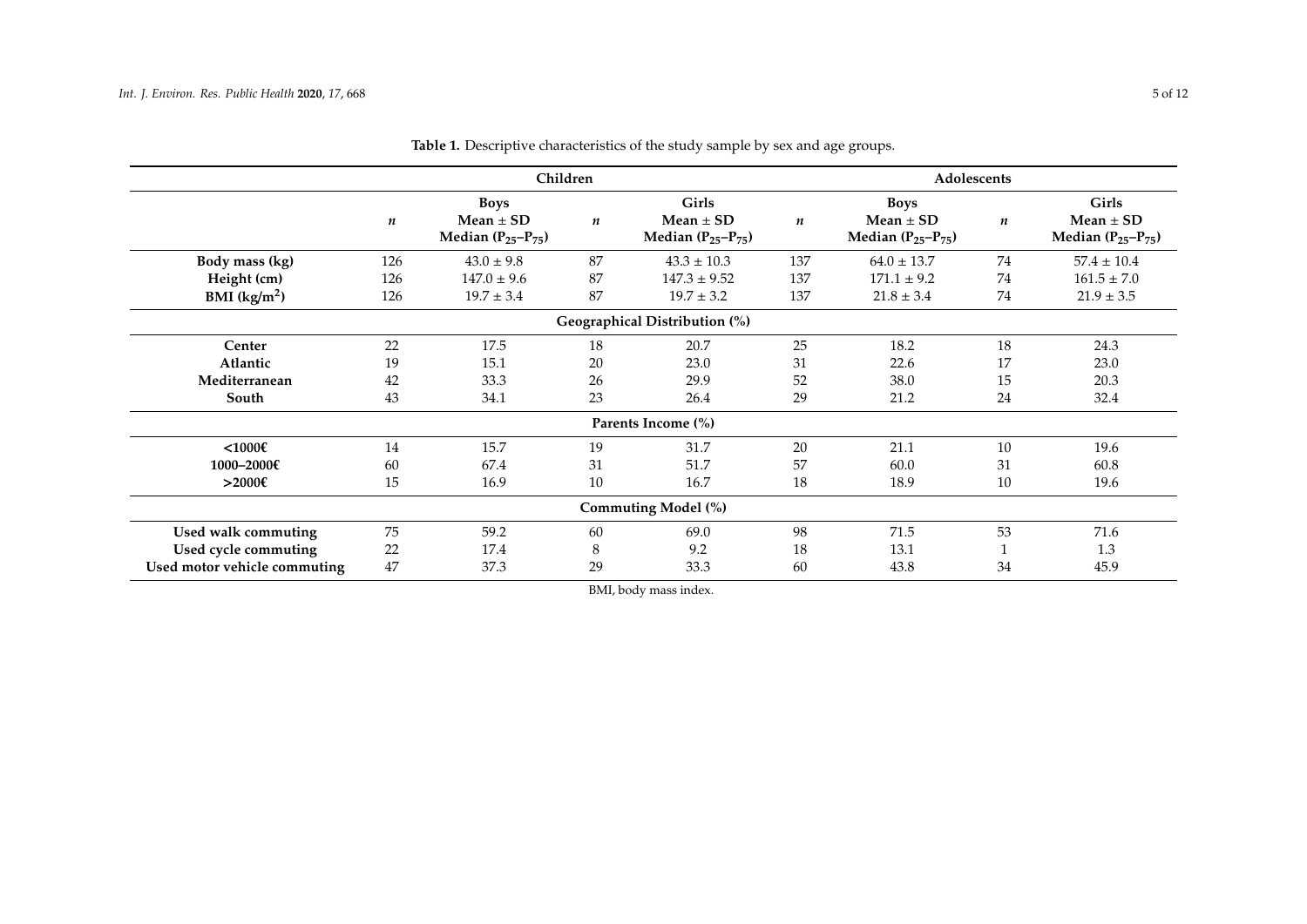**Table 1.** Descriptive characteristics of the study sample by sex and age groups.

| | Children | | | | Adolescents | | | |
|---|---|---|---|---|---|---|---|---|
| | ***n*** | **Boys Mean ± SD Median ($P_{25}$–$P_{75}$)** | ***n*** | **Girls Mean ± SD Median ($P_{25}$–$P_{75}$)** | ***n*** | **Boys Mean ± SD Median ($P_{25}$–$P_{75}$)** | ***n*** | **Girls Mean ± SD Median ($P_{25}$–$P_{75}$)** |
| **Body mass (kg)** | 126 | 43.0 ± 9.8 | 87 | 43.3 ± 10.3 | 137 | 64.0 ± 13.7 | 74 | 57.4 ± 10.4 |
| **Height (cm)** | 126 | 147.0 ± 9.6 | 87 | 147.3 ± 9.52 | 137 | 171.1 ± 9.2 | 74 | 161.5 ± 7.0 |
| **BMI (kg/m$^2$)** | 126 | 19.7 ± 3.4 | 87 | 19.7 ± 3.2 | 137 | 21.8 ± 3.4 | 74 | 21.9 ± 3.5 |
| **Geographical Distribution (%)** | | | | | | | | |
| **Center** | 22 | 17.5 | 18 | 20.7 | 25 | 18.2 | 18 | 24.3 |
| **Atlantic** | 19 | 15.1 | 20 | 23.0 | 31 | 22.6 | 17 | 23.0 |
| **Mediterranean** | 42 | 33.3 | 26 | 29.9 | 52 | 38.0 | 15 | 20.3 |
| **South** | 43 | 34.1 | 23 | 26.4 | 29 | 21.2 | 24 | 32.4 |
| **Parents Income (%)** | | | | | | | | |
| **<1000€** | 14 | 15.7 | 19 | 31.7 | 20 | 21.1 | 10 | 19.6 |
| **1000–2000€** | 60 | 67.4 | 31 | 51.7 | 57 | 60.0 | 31 | 60.8 |
| **>2000€** | 15 | 16.9 | 10 | 16.7 | 18 | 18.9 | 10 | 19.6 |
| **Commuting Model (%)** | | | | | | | | |
| **Used walk commuting** | 75 | 59.2 | 60 | 69.0 | 98 | 71.5 | 53 | 71.6 |
| **Used cycle commuting** | 22 | 17.4 | 8 | 9.2 | 18 | 13.1 | 1 | 1.3 |
| **Used motor vehicle commuting** | 47 | 37.3 | 29 | 33.3 | 60 | 43.8 | 34 | 45.9 |

BMI, body mass index.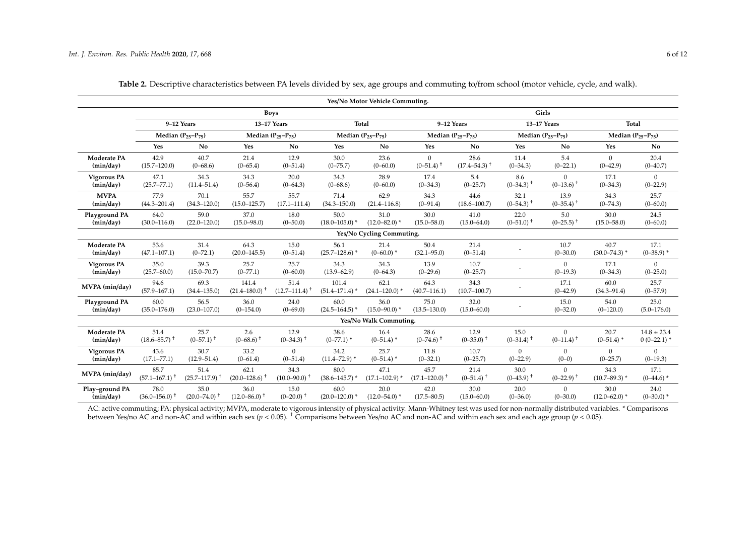**Table 2.** Descriptive characteristics between PA levels divided by sex, age groups and commuting to/from school (motor vehicle, cycle, and walk).

| | Boys | | | | | | Girls | | | | | |
|---|---|---|---|---|---|---|---|---|---|---|---|---|
| | 9–12 Years | | 13–17 Years | | Total | | 9–12 Years | | 13–17 Years | | Total | |
| | Median ($P_{25}$–$P_{75}$) | | Median ($P_{25}$–$P_{75}$) | | Median ($P_{25}$–$P_{75}$) | | Median ($P_{25}$–$P_{75}$) | | Median ($P_{25}$–$P_{75}$) | | Median ($P_{25}$–$P_{75}$) | |
| | **Yes** | **No** | **Yes** | **No** | **Yes** | **No** | **Yes** | **No** | **Yes** | **No** | **Yes** | **No** |
| **Yes/No Motor Vehicle Commuting.** | | | | | | | | | | | | |
| **Moderate PA (min/day)** | 42.9 (15.7–120.0) | 40.7 (0–68.6) | 21.4 (0–65.4) | 12.9 (0–51.4) | 30.0 (0–75.7) | 23.6 (0–60.0) | 0 (0–51.4) † | 28.6 (17.4–54.3) † | 11.4 (0–34.3) | 5.4 (0–22.1) | 0 (0–42.9) | 20.4 (0–40.7) |
| **Vigorous PA (min/day)** | 47.1 (25.7–77.1) | 34.3 (11.4–51.4) | 34.3 (0–56.4) | 20.0 (0–64.3) | 34.3 (0–68.6) | 28.9 (0–60.0) | 17.4 (0–34.3) | 5.4 (0–25.7) | 8.6 (0–34.3) † | 0 (0–13.6) † | 17.1 (0–34.3) | 0 (0–22.9) |
| **MVPA (min/day)** | 77.9 (44.3–201.4) | 70.1 (34.3–120.0) | 55.7 (15.0–125.7) | 55.7 (17.1–111.4) | 71.4 (34.3–150.0) | 62.9 (21.4–116.8) | 34.3 (0–91.4) | 44.6 (18.6–100.7) | 32.1 (0–54.3) † | 13.9 (0–35.4) † | 34.3 (0–74.3) | 25.7 (0–60.0) |
| **Playground PA (min/day)** | 64.0 (30.0–116.0) | 59.0 (22.0–120.0) | 37.0 (15.0–98.0) | 18.0 (0–50.0) | 50.0 (18.0–105.0) * | 31.0 (12.0–82.0) * | 30.0 (15.0–58.0) | 41.0 (15.0–64.0) | 22.0 (0–51.0) † | 5.0 (0–25.5) † | 30.0 (15.0–58.0) | 24.5 (0–60.0) |
| **Yes/No Cycling Commuting.** | | | | | | | | | | | | |
| **Moderate PA (min/day)** | 53.6 (47.1–107.1) | 31.4 (0–72.1) | 64.3 (20.0–145.5) | 15.0 (0–51.4) | 56.1 (25.7–128.6) * | 21.4 (0–60.0) * | 50.4 (32.1–95.0) | 21.4 (0–51.4) | - | 10.7 (0–30.0) | 40.7 (30.0–74.3) * | 17.1 (0–38.9) * |
| **Vigorous PA (min/day)** | 35.0 (25.7–60.0) | 39.3 (15.0–70.7) | 25.7 (0–77.1) | 25.7 (0–60.0) | 34.3 (13.9–62.9) | 34.3 (0–64.3) | 13.9 (0–29.6) | 10.7 (0–25.7) | - | 0 (0–19.3) | 17.1 (0–34.3) | 0 (0–25.0) |
| **MVPA (min/day)** | 94.6 (57.9–167.1) | 69.3 (34.4–135.0) | 141.4 (21.4–180.0) † | 51.4 (12.7–111.4) † | 101.4 (51.4–171.4) * | 62.1 (24.1–120.0) * | 64.3 (40.7–116.1) | 34.3 (10.7–100.7) | - | 17.1 (0–42.9) | 60.0 (34.3–91.4) | 25.7 (0–57.9) |
| **Playground PA (min/day)** | 60.0 (35.0–176.0) | 56.5 (23.0–107.0) | 36.0 (0–154.0) | 24.0 (0–69.0) | 60.0 (24.5–164.5) * | 36.0 (15.0–90.0) * | 75.0 (13.5–130.0) | 32.0 (15.0–60.0) | - | 15.0 (0–32.0) | 54.0 (0–120.0) | 25.0 (5.0–176.0) |
| **Yes/No Walk Commuting.** | | | | | | | | | | | | |
| **Moderate PA (min/day)** | 51.4 (18.6–85.7) † | 25.7 (0–57.1) † | 2.6 (0–68.6) † | 12.9 (0–34.3) † | 38.6 (0–77.1) * | 16.4 (0–51.4) * | 28.6 (0–74.6) † | 12.9 (0–35.0) † | 15.0 (0–31.4) † | 0 (0–11.4) † | 20.7 (0–51.4) * | 14.8 ± 23.4 0 (0–22.1) * |
| **Vigorous PA (min/day)** | 43.6 (17.1–77.1) | 30.7 (12.9–51.4) | 33.2 (0–61.4) | 0 (0–51.4) | 34.2 (11.4–72.9) * | 25.7 (0–51.4) * | 11.8 (0–32.1) | 10.7 (0–25.7) | 0 (0–22.9) | 0 (0–0) | 0 (0–25.7) | 0 (0–19.3) |
| **MVPA (min/day)** | 85.7 (57.1–167.1) † | 51.4 (25.7–117.9) † | 62.1 (20.0–128.6) † | 34.3 (10.0–90.0) † | 80.0 (38.6–145.7) * | 47.1 (17.1–102.9) * | 45.7 (17.1–120.0) † | 21.4 (0–51.4) † | 30.0 (0–43.9) † | 0 (0–22.9) † | 34.3 (10.7–89.3) * | 17.1 (0–44.6) * |
| **Play–ground PA (min/day)** | 78.0 (36.0–156.0) † | 35.0 (20.0–74.0) † | 36.0 (12.0–86.0) † | 15.0 (0–20.0) † | 60.0 (20.0–120.0) * | 20.0 (12.0–54.0) * | 42.0 (17.5–80.5) | 30.0 (15.0–60.0) | 20.0 (0–36.0) | 0 (0–30.0) | 30.0 (12.0–62.0) * | 24.0 (0–30.0) * |

AC: active commuting; PA: physical activity; MVPA, moderate to vigorous intensity of physical activity. Mann-Whitney test was used for non-normally distributed variables. * Comparisons between Yes/no AC and non-AC and within each sex ($p < 0.05$). † Comparisons between Yes/no AC and non-AC and within each sex and each age group ($p < 0.05$).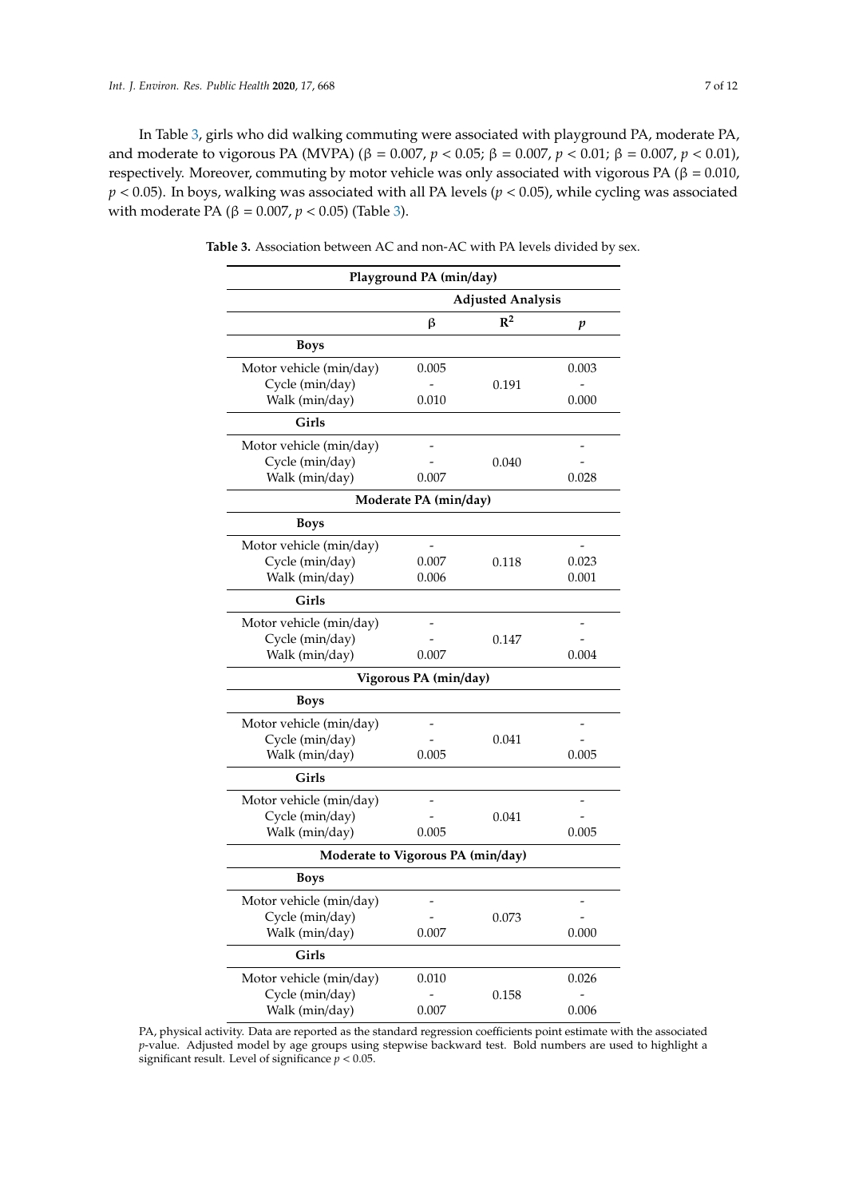In Table 3, girls who did walking commuting were associated with playground PA, moderate PA, and moderate to vigorous PA (MVPA) (β = 0.007, $p < 0.05$; β = 0.007, $p < 0.01$; β = 0.007, $p < 0.01$), respectively. Moreover, commuting by motor vehicle was only associated with vigorous PA (β = 0.010, $p < 0.05$). In boys, walking was associated with all PA levels ($p < 0.05$), while cycling was associated with moderate PA (β = 0.007, $p < 0.05$) (Table 3).

**Table 3.** Association between AC and non-AC with PA levels divided by sex.

| Playground PA (min/day) | | | |
|---|---|---|---|
| | Adjusted Analysis | | |
| | β | $R^2$ | *p* |
| **Boys** | | | |
| Motor vehicle (min/day) | 0.005 | 0.191 | 0.003 |
| Cycle (min/day) | - | | - |
| Walk (min/day) | 0.010 | | 0.000 |
| **Girls** | | | |
| Motor vehicle (min/day) | - | 0.040 | - |
| Cycle (min/day) | - | | - |
| Walk (min/day) | 0.007 | | 0.028 |
| **Moderate PA (min/day)** | | | |
| **Boys** | | | |
| Motor vehicle (min/day) | - | 0.118 | - |
| Cycle (min/day) | 0.007 | | 0.023 |
| Walk (min/day) | 0.006 | | 0.001 |
| **Girls** | | | |
| Motor vehicle (min/day) | - | 0.147 | - |
| Cycle (min/day) | - | | - |
| Walk (min/day) | 0.007 | | 0.004 |
| **Vigorous PA (min/day)** | | | |
| **Boys** | | | |
| Motor vehicle (min/day) | - | 0.041 | - |
| Cycle (min/day) | - | | - |
| Walk (min/day) | 0.005 | | 0.005 |
| **Girls** | | | |
| Motor vehicle (min/day) | - | 0.041 | - |
| Cycle (min/day) | - | | - |
| Walk (min/day) | 0.005 | | 0.005 |
| **Moderate to Vigorous PA (min/day)** | | | |
| **Boys** | | | |
| Motor vehicle (min/day) | - | 0.073 | - |
| Cycle (min/day) | - | | - |
| Walk (min/day) | 0.007 | | 0.000 |
| **Girls** | | | |
| Motor vehicle (min/day) | 0.010 | 0.158 | 0.026 |
| Cycle (min/day) | - | | - |
| Walk (min/day) | 0.007 | | 0.006 |

PA, physical activity. Data are reported as the standard regression coefficients point estimate with the associated *p*-value. Adjusted model by age groups using stepwise backward test. Bold numbers are used to highlight a significant result. Level of significance $p < 0.05$.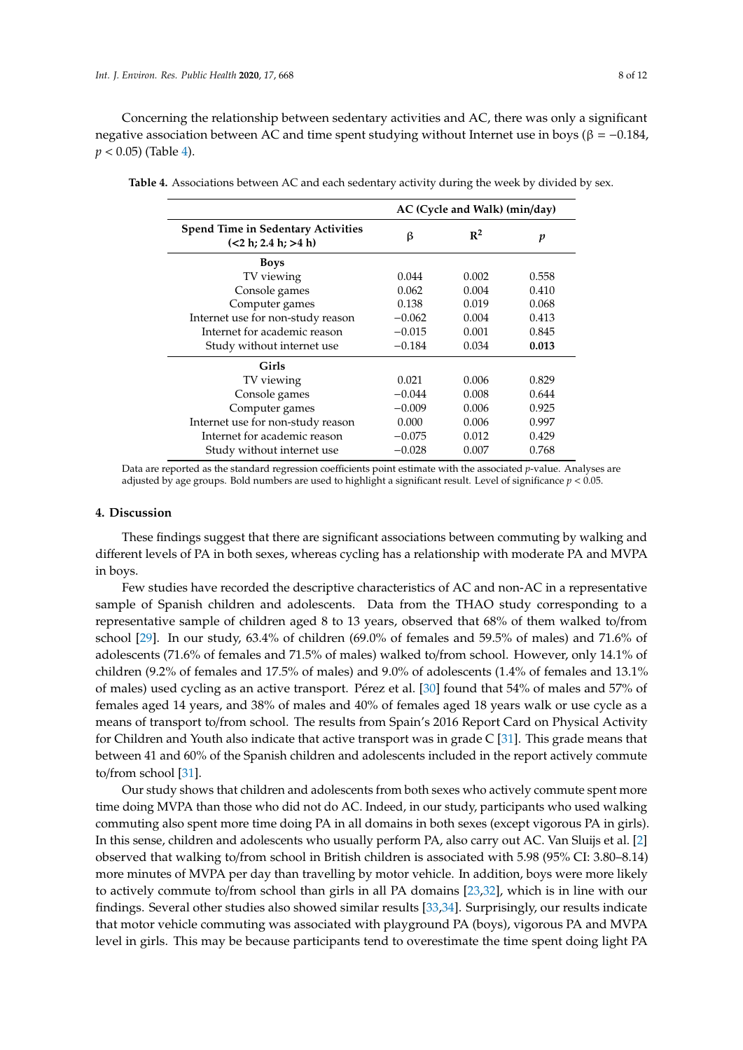Concerning the relationship between sedentary activities and AC, there was only a significant negative association between AC and time spent studying without Internet use in boys (β = −0.184, $p < 0.05$) (Table 4).

**Table 4.** Associations between AC and each sedentary activity during the week by divided by sex.

| | AC (Cycle and Walk) (min/day) | | |
|---|---|---|---|
| **Spend Time in Sedentary Activities (<2 h; 2.4 h; >4 h)** | **β** | $R^2$ | $p$ |
| **Boys** | | | |
| TV viewing | 0.044 | 0.002 | 0.558 |
| Console games | 0.062 | 0.004 | 0.410 |
| Computer games | 0.138 | 0.019 | 0.068 |
| Internet use for non-study reason | −0.062 | 0.004 | 0.413 |
| Internet for academic reason | −0.015 | 0.001 | 0.845 |
| Study without internet use | −0.184 | 0.034 | **0.013** |
| **Girls** | | | |
| TV viewing | 0.021 | 0.006 | 0.829 |
| Console games | −0.044 | 0.008 | 0.644 |
| Computer games | −0.009 | 0.006 | 0.925 |
| Internet use for non-study reason | 0.000 | 0.006 | 0.997 |
| Internet for academic reason | −0.075 | 0.012 | 0.429 |
| Study without internet use | −0.028 | 0.007 | 0.768 |

Data are reported as the standard regression coefficients point estimate with the associated *p*-value. Analyses are adjusted by age groups. Bold numbers are used to highlight a significant result. Level of significance $p < 0.05$.

## 4. Discussion

These findings suggest that there are significant associations between commuting by walking and different levels of PA in both sexes, whereas cycling has a relationship with moderate PA and MVPA in boys.

Few studies have recorded the descriptive characteristics of AC and non-AC in a representative sample of Spanish children and adolescents. Data from the THAO study corresponding to a representative sample of children aged 8 to 13 years, observed that 68% of them walked to/from school [29]. In our study, 63.4% of children (69.0% of females and 59.5% of males) and 71.6% of adolescents (71.6% of females and 71.5% of males) walked to/from school. However, only 14.1% of children (9.2% of females and 17.5% of males) and 9.0% of adolescents (1.4% of females and 13.1% of males) used cycling as an active transport. Pérez et al. [30] found that 54% of males and 57% of females aged 14 years, and 38% of males and 40% of females aged 18 years walk or use cycle as a means of transport to/from school. The results from Spain's 2016 Report Card on Physical Activity for Children and Youth also indicate that active transport was in grade C [31]. This grade means that between 41 and 60% of the Spanish children and adolescents included in the report actively commute to/from school [31].

Our study shows that children and adolescents from both sexes who actively commute spent more time doing MVPA than those who did not do AC. Indeed, in our study, participants who used walking commuting also spent more time doing PA in all domains in both sexes (except vigorous PA in girls). In this sense, children and adolescents who usually perform PA, also carry out AC. Van Sluijs et al. [2] observed that walking to/from school in British children is associated with 5.98 (95% CI: 3.80–8.14) more minutes of MVPA per day than travelling by motor vehicle. In addition, boys were more likely to actively commute to/from school than girls in all PA domains [23,32], which is in line with our findings. Several other studies also showed similar results [33,34]. Surprisingly, our results indicate that motor vehicle commuting was associated with playground PA (boys), vigorous PA and MVPA level in girls. This may be because participants tend to overestimate the time spent doing light PA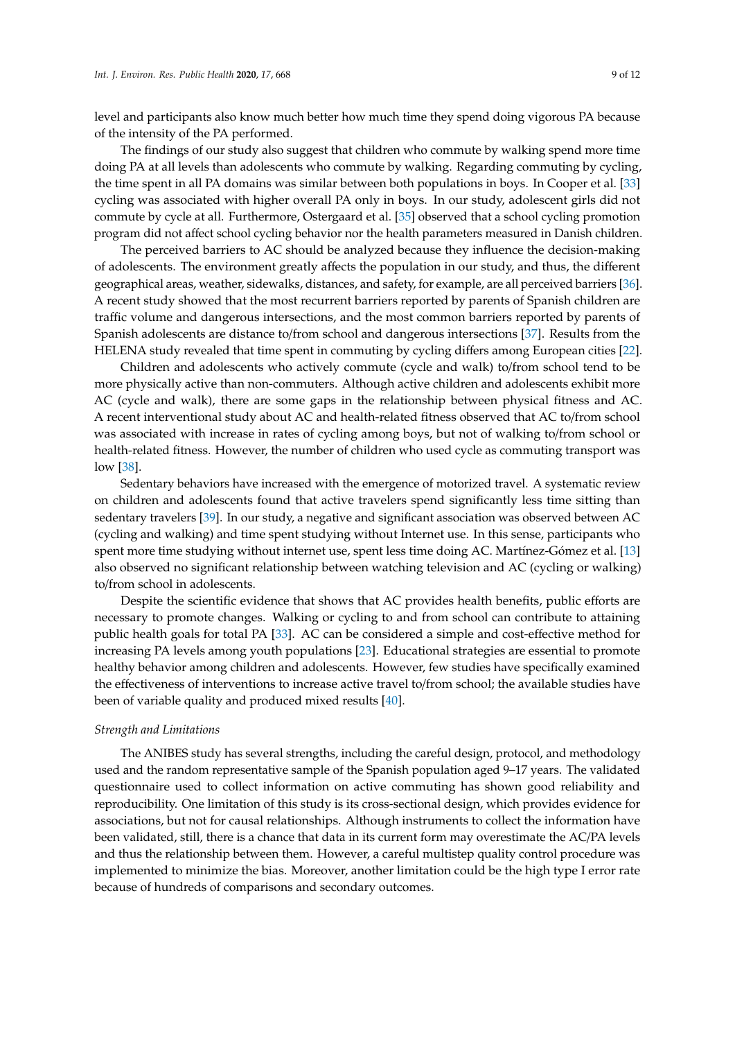level and participants also know much better how much time they spend doing vigorous PA because of the intensity of the PA performed.

The findings of our study also suggest that children who commute by walking spend more time doing PA at all levels than adolescents who commute by walking. Regarding commuting by cycling, the time spent in all PA domains was similar between both populations in boys. In Cooper et al. [33] cycling was associated with higher overall PA only in boys. In our study, adolescent girls did not commute by cycle at all. Furthermore, Ostergaard et al. [35] observed that a school cycling promotion program did not affect school cycling behavior nor the health parameters measured in Danish children.

The perceived barriers to AC should be analyzed because they influence the decision-making of adolescents. The environment greatly affects the population in our study, and thus, the different geographical areas, weather, sidewalks, distances, and safety, for example, are all perceived barriers [36]. A recent study showed that the most recurrent barriers reported by parents of Spanish children are traffic volume and dangerous intersections, and the most common barriers reported by parents of Spanish adolescents are distance to/from school and dangerous intersections [37]. Results from the HELENA study revealed that time spent in commuting by cycling differs among European cities [22].

Children and adolescents who actively commute (cycle and walk) to/from school tend to be more physically active than non-commuters. Although active children and adolescents exhibit more AC (cycle and walk), there are some gaps in the relationship between physical fitness and AC. A recent interventional study about AC and health-related fitness observed that AC to/from school was associated with increase in rates of cycling among boys, but not of walking to/from school or health-related fitness. However, the number of children who used cycle as commuting transport was low [38].

Sedentary behaviors have increased with the emergence of motorized travel. A systematic review on children and adolescents found that active travelers spend significantly less time sitting than sedentary travelers [39]. In our study, a negative and significant association was observed between AC (cycling and walking) and time spent studying without Internet use. In this sense, participants who spent more time studying without internet use, spent less time doing AC. Martínez-Gómez et al. [13] also observed no significant relationship between watching television and AC (cycling or walking) to/from school in adolescents.

Despite the scientific evidence that shows that AC provides health benefits, public efforts are necessary to promote changes. Walking or cycling to and from school can contribute to attaining public health goals for total PA [33]. AC can be considered a simple and cost-effective method for increasing PA levels among youth populations [23]. Educational strategies are essential to promote healthy behavior among children and adolescents. However, few studies have specifically examined the effectiveness of interventions to increase active travel to/from school; the available studies have been of variable quality and produced mixed results [40].

*Strength and Limitations*

The ANIBES study has several strengths, including the careful design, protocol, and methodology used and the random representative sample of the Spanish population aged 9–17 years. The validated questionnaire used to collect information on active commuting has shown good reliability and reproducibility. One limitation of this study is its cross-sectional design, which provides evidence for associations, but not for causal relationships. Although instruments to collect the information have been validated, still, there is a chance that data in its current form may overestimate the AC/PA levels and thus the relationship between them. However, a careful multistep quality control procedure was implemented to minimize the bias. Moreover, another limitation could be the high type I error rate because of hundreds of comparisons and secondary outcomes.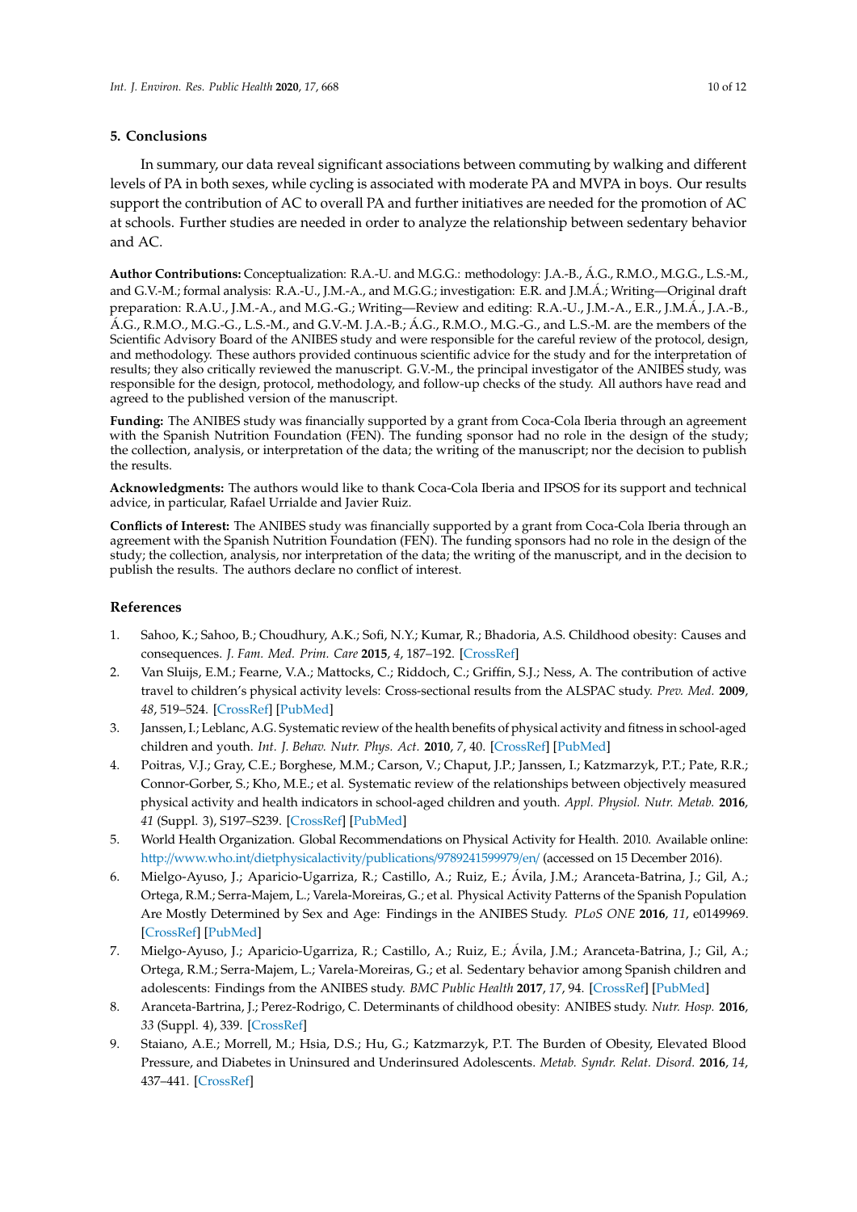## 5. Conclusions

In summary, our data reveal significant associations between commuting by walking and different levels of PA in both sexes, while cycling is associated with moderate PA and MVPA in boys. Our results support the contribution of AC to overall PA and further initiatives are needed for the promotion of AC at schools. Further studies are needed in order to analyze the relationship between sedentary behavior and AC.

**Author Contributions:** Conceptualization: R.A.-U. and M.G.G.: methodology: J.A.-B., Á.G., R.M.O., M.G.G., L.S.-M., and G.V.-M.; formal analysis: R.A.-U., J.M.-A., and M.G.G.; investigation: E.R. and J.M.Á.; Writing—Original draft preparation: R.A.U., J.M.-A., and M.G.-G.; Writing—Review and editing: R.A.-U., J.M.-A., E.R., J.M.Á., J.A.-B., Á.G., R.M.O., M.G.-G., L.S.-M., and G.V.-M. J.A.-B.; Á.G., R.M.O., M.G.-G., and L.S.-M. are the members of the Scientific Advisory Board of the ANIBES study and were responsible for the careful review of the protocol, design, and methodology. These authors provided continuous scientific advice for the study and for the interpretation of results; they also critically reviewed the manuscript. G.V.-M., the principal investigator of the ANIBES study, was responsible for the design, protocol, methodology, and follow-up checks of the study. All authors have read and agreed to the published version of the manuscript.

**Funding:** The ANIBES study was financially supported by a grant from Coca-Cola Iberia through an agreement with the Spanish Nutrition Foundation (FEN). The funding sponsor had no role in the design of the study; the collection, analysis, or interpretation of the data; the writing of the manuscript; nor the decision to publish the results.

**Acknowledgments:** The authors would like to thank Coca-Cola Iberia and IPSOS for its support and technical advice, in particular, Rafael Urrialde and Javier Ruiz.

**Conflicts of Interest:** The ANIBES study was financially supported by a grant from Coca-Cola Iberia through an agreement with the Spanish Nutrition Foundation (FEN). The funding sponsors had no role in the design of the study; the collection, analysis, nor interpretation of the data; the writing of the manuscript, and in the decision to publish the results. The authors declare no conflict of interest.

## References

1. Sahoo, K.; Sahoo, B.; Choudhury, A.K.; Sofi, N.Y.; Kumar, R.; Bhadoria, A.S. Childhood obesity: Causes and consequences. *J. Fam. Med. Prim. Care* **2015**, *4*, 187–192. [CrossRef]
2. Van Sluijs, E.M.; Fearne, V.A.; Mattocks, C.; Riddoch, C.; Griffin, S.J.; Ness, A. The contribution of active travel to children's physical activity levels: Cross-sectional results from the ALSPAC study. *Prev. Med.* **2009**, *48*, 519–524. [CrossRef] [PubMed]
3. Janssen, I.; Leblanc, A.G. Systematic review of the health benefits of physical activity and fitness in school-aged children and youth. *Int. J. Behav. Nutr. Phys. Act.* **2010**, *7*, 40. [CrossRef] [PubMed]
4. Poitras, V.J.; Gray, C.E.; Borghese, M.M.; Carson, V.; Chaput, J.P.; Janssen, I.; Katzmarzyk, P.T.; Pate, R.R.; Connor-Gorber, S.; Kho, M.E.; et al. Systematic review of the relationships between objectively measured physical activity and health indicators in school-aged children and youth. *Appl. Physiol. Nutr. Metab.* **2016**, *41* (Suppl. 3), S197–S239. [CrossRef] [PubMed]
5. World Health Organization. Global Recommendations on Physical Activity for Health. 2010. Available online: http://www.who.int/dietphysicalactivity/publications/9789241599979/en/ (accessed on 15 December 2016).
6. Mielgo-Ayuso, J.; Aparicio-Ugarriza, R.; Castillo, A.; Ruiz, E.; Ávila, J.M.; Aranceta-Batrina, J.; Gil, A.; Ortega, R.M.; Serra-Majem, L.; Varela-Moreiras, G.; et al. Physical Activity Patterns of the Spanish Population Are Mostly Determined by Sex and Age: Findings in the ANIBES Study. *PLoS ONE* **2016**, *11*, e0149969. [CrossRef] [PubMed]
7. Mielgo-Ayuso, J.; Aparicio-Ugarriza, R.; Castillo, A.; Ruiz, E.; Ávila, J.M.; Aranceta-Batrina, J.; Gil, A.; Ortega, R.M.; Serra-Majem, L.; Varela-Moreiras, G.; et al. Sedentary behavior among Spanish children and adolescents: Findings from the ANIBES study. *BMC Public Health* **2017**, *17*, 94. [CrossRef] [PubMed]
8. Aranceta-Bartrina, J.; Perez-Rodrigo, C. Determinants of childhood obesity: ANIBES study. *Nutr. Hosp.* **2016**, *33* (Suppl. 4), 339. [CrossRef]
9. Staiano, A.E.; Morrell, M.; Hsia, D.S.; Hu, G.; Katzmarzyk, P.T. The Burden of Obesity, Elevated Blood Pressure, and Diabetes in Uninsured and Underinsured Adolescents. *Metab. Syndr. Relat. Disord.* **2016**, *14*, 437–441. [CrossRef]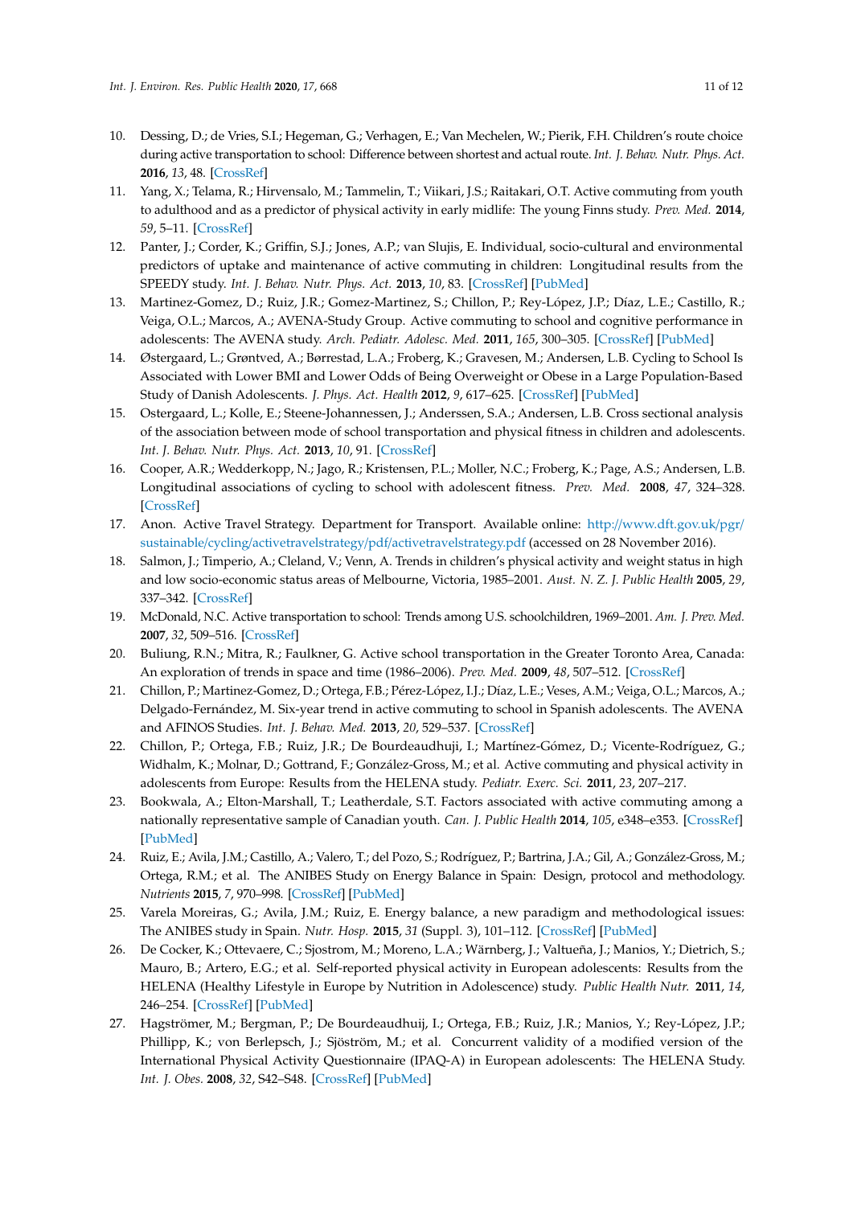10. Dessing, D.; de Vries, S.I.; Hegeman, G.; Verhagen, E.; Van Mechelen, W.; Pierik, F.H. Children's route choice during active transportation to school: Difference between shortest and actual route. *Int. J. Behav. Nutr. Phys. Act.* **2016**, *13*, 48. [CrossRef]
11. Yang, X.; Telama, R.; Hirvensalo, M.; Tammelin, T.; Viikari, J.S.; Raitakari, O.T. Active commuting from youth to adulthood and as a predictor of physical activity in early midlife: The young Finns study. *Prev. Med.* **2014**, *59*, 5–11. [CrossRef]
12. Panter, J.; Corder, K.; Griffin, S.J.; Jones, A.P.; van Slujis, E. Individual, socio-cultural and environmental predictors of uptake and maintenance of active commuting in children: Longitudinal results from the SPEEDY study. *Int. J. Behav. Nutr. Phys. Act.* **2013**, *10*, 83. [CrossRef] [PubMed]
13. Martinez-Gomez, D.; Ruiz, J.R.; Gomez-Martinez, S.; Chillon, P.; Rey-López, J.P.; Díaz, L.E.; Castillo, R.; Veiga, O.L.; Marcos, A.; AVENA-Study Group. Active commuting to school and cognitive performance in adolescents: The AVENA study. *Arch. Pediatr. Adolesc. Med.* **2011**, *165*, 300–305. [CrossRef] [PubMed]
14. Østergaard, L.; Grøntved, A.; Børrestad, L.A.; Froberg, K.; Gravesen, M.; Andersen, L.B. Cycling to School Is Associated with Lower BMI and Lower Odds of Being Overweight or Obese in a Large Population-Based Study of Danish Adolescents. *J. Phys. Act. Health* **2012**, *9*, 617–625. [CrossRef] [PubMed]
15. Ostergaard, L.; Kolle, E.; Steene-Johannessen, J.; Anderssen, S.A.; Andersen, L.B. Cross sectional analysis of the association between mode of school transportation and physical fitness in children and adolescents. *Int. J. Behav. Nutr. Phys. Act.* **2013**, *10*, 91. [CrossRef]
16. Cooper, A.R.; Wedderkopp, N.; Jago, R.; Kristensen, P.L.; Moller, N.C.; Froberg, K.; Page, A.S.; Andersen, L.B. Longitudinal associations of cycling to school with adolescent fitness. *Prev. Med.* **2008**, *47*, 324–328. [CrossRef]
17. Anon. Active Travel Strategy. Department for Transport. Available online: http://www.dft.gov.uk/pgr/sustainable/cycling/activetravelstrategy/pdf/activetravelstrategy.pdf (accessed on 28 November 2016).
18. Salmon, J.; Timperio, A.; Cleland, V.; Venn, A. Trends in children's physical activity and weight status in high and low socio-economic status areas of Melbourne, Victoria, 1985–2001. *Aust. N. Z. J. Public Health* **2005**, *29*, 337–342. [CrossRef]
19. McDonald, N.C. Active transportation to school: Trends among U.S. schoolchildren, 1969–2001. *Am. J. Prev. Med.* **2007**, *32*, 509–516. [CrossRef]
20. Buliung, R.N.; Mitra, R.; Faulkner, G. Active school transportation in the Greater Toronto Area, Canada: An exploration of trends in space and time (1986–2006). *Prev. Med.* **2009**, *48*, 507–512. [CrossRef]
21. Chillon, P.; Martinez-Gomez, D.; Ortega, F.B.; Pérez-López, I.J.; Díaz, L.E.; Veses, A.M.; Veiga, O.L.; Marcos, A.; Delgado-Fernández, M. Six-year trend in active commuting to school in Spanish adolescents. The AVENA and AFINOS Studies. *Int. J. Behav. Med.* **2013**, *20*, 529–537. [CrossRef]
22. Chillon, P.; Ortega, F.B.; Ruiz, J.R.; De Bourdeaudhuji, I.; Martínez-Gómez, D.; Vicente-Rodríguez, G.; Widhalm, K.; Molnar, D.; Gottrand, F.; González-Gross, M.; et al. Active commuting and physical activity in adolescents from Europe: Results from the HELENA study. *Pediatr. Exerc. Sci.* **2011**, *23*, 207–217.
23. Bookwala, A.; Elton-Marshall, T.; Leatherdale, S.T. Factors associated with active commuting among a nationally representative sample of Canadian youth. *Can. J. Public Health* **2014**, *105*, e348–e353. [CrossRef] [PubMed]
24. Ruiz, E.; Avila, J.M.; Castillo, A.; Valero, T.; del Pozo, S.; Rodríguez, P.; Bartrina, J.A.; Gil, A.; González-Gross, M.; Ortega, R.M.; et al. The ANIBES Study on Energy Balance in Spain: Design, protocol and methodology. *Nutrients* **2015**, *7*, 970–998. [CrossRef] [PubMed]
25. Varela Moreiras, G.; Avila, J.M.; Ruiz, E. Energy balance, a new paradigm and methodological issues: The ANIBES study in Spain. *Nutr. Hosp.* **2015**, *31* (Suppl. 3), 101–112. [CrossRef] [PubMed]
26. De Cocker, K.; Ottevaere, C.; Sjostrom, M.; Moreno, L.A.; Wärnberg, J.; Valtueña, J.; Manios, Y.; Dietrich, S.; Mauro, B.; Artero, E.G.; et al. Self-reported physical activity in European adolescents: Results from the HELENA (Healthy Lifestyle in Europe by Nutrition in Adolescence) study. *Public Health Nutr.* **2011**, *14*, 246–254. [CrossRef] [PubMed]
27. Hagströmer, M.; Bergman, P.; De Bourdeaudhuij, I.; Ortega, F.B.; Ruiz, J.R.; Manios, Y.; Rey-López, J.P.; Phillipp, K.; von Berlepsch, J.; Sjöström, M.; et al. Concurrent validity of a modified version of the International Physical Activity Questionnaire (IPAQ-A) in European adolescents: The HELENA Study. *Int. J. Obes.* **2008**, *32*, S42–S48. [CrossRef] [PubMed]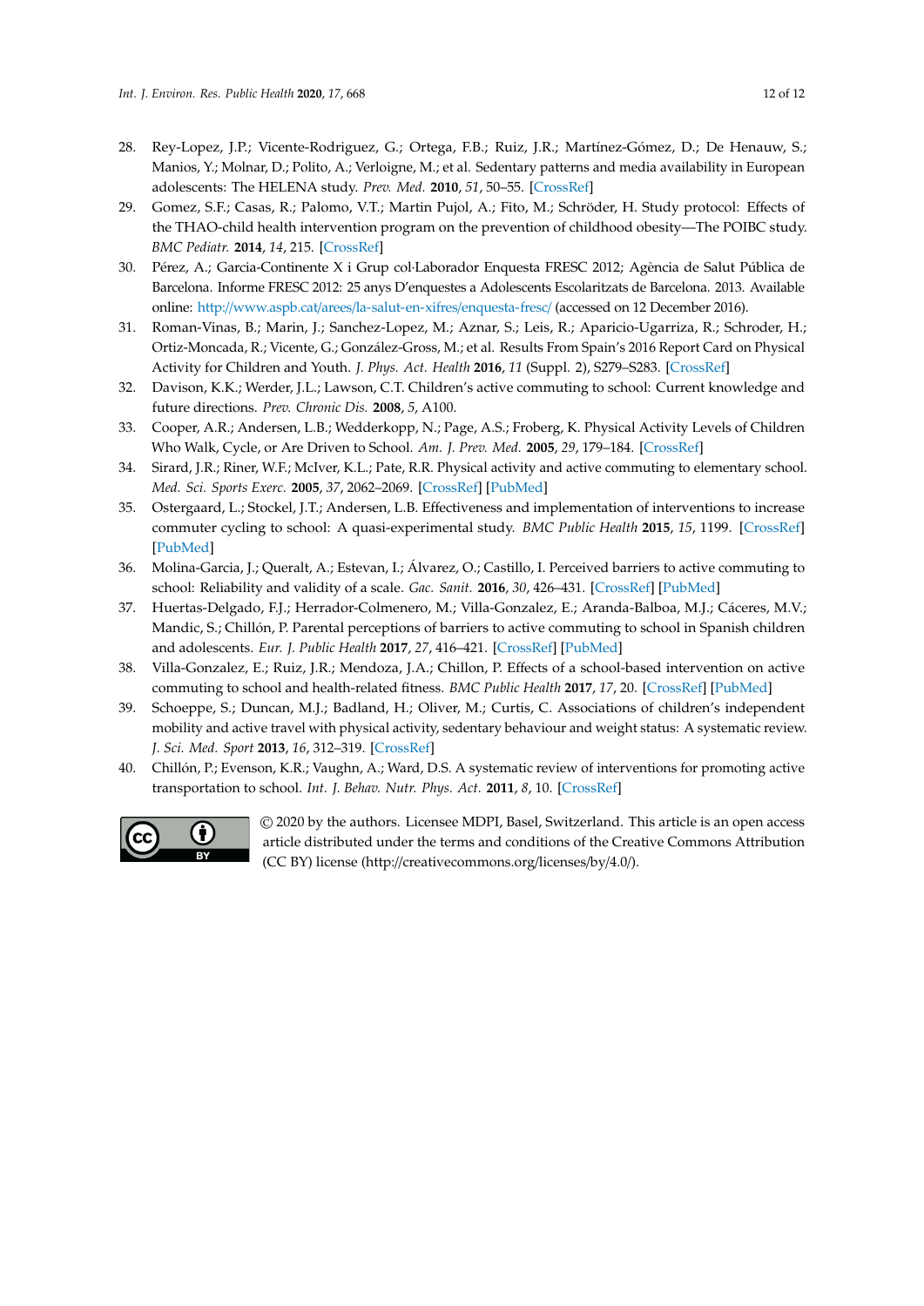28. Rey-Lopez, J.P.; Vicente-Rodriguez, G.; Ortega, F.B.; Ruiz, J.R.; Martínez-Gómez, D.; De Henauw, S.; Manios, Y.; Molnar, D.; Polito, A.; Verloigne, M.; et al. Sedentary patterns and media availability in European adolescents: The HELENA study. *Prev. Med.* **2010**, *51*, 50–55. [CrossRef]
29. Gomez, S.F.; Casas, R.; Palomo, V.T.; Martin Pujol, A.; Fito, M.; Schröder, H. Study protocol: Effects of the THAO-child health intervention program on the prevention of childhood obesity—The POIBC study. *BMC Pediatr.* **2014**, *14*, 215. [CrossRef]
30. Pérez, A.; Garcia-Continente X i Grup col·Laborador Enquesta FRESC 2012; Agència de Salut Pública de Barcelona. Informe FRESC 2012: 25 anys D'enquestes a Adolescents Escolaritzats de Barcelona. 2013. Available online: http://www.aspb.cat/arees/la-salut-en-xifres/enquesta-fresc/ (accessed on 12 December 2016).
31. Roman-Vinas, B.; Marin, J.; Sanchez-Lopez, M.; Aznar, S.; Leis, R.; Aparicio-Ugarriza, R.; Schroder, H.; Ortiz-Moncada, R.; Vicente, G.; González-Gross, M.; et al. Results From Spain's 2016 Report Card on Physical Activity for Children and Youth. *J. Phys. Act. Health* **2016**, *11* (Suppl. 2), S279–S283. [CrossRef]
32. Davison, K.K.; Werder, J.L.; Lawson, C.T. Children's active commuting to school: Current knowledge and future directions. *Prev. Chronic Dis.* **2008**, *5*, A100.
33. Cooper, A.R.; Andersen, L.B.; Wedderkopp, N.; Page, A.S.; Froberg, K. Physical Activity Levels of Children Who Walk, Cycle, or Are Driven to School. *Am. J. Prev. Med.* **2005**, *29*, 179–184. [CrossRef]
34. Sirard, J.R.; Riner, W.F.; McIver, K.L.; Pate, R.R. Physical activity and active commuting to elementary school. *Med. Sci. Sports Exerc.* **2005**, *37*, 2062–2069. [CrossRef] [PubMed]
35. Ostergaard, L.; Stockel, J.T.; Andersen, L.B. Effectiveness and implementation of interventions to increase commuter cycling to school: A quasi-experimental study. *BMC Public Health* **2015**, *15*, 1199. [CrossRef] [PubMed]
36. Molina-Garcia, J.; Queralt, A.; Estevan, I.; Álvarez, O.; Castillo, I. Perceived barriers to active commuting to school: Reliability and validity of a scale. *Gac. Sanit.* **2016**, *30*, 426–431. [CrossRef] [PubMed]
37. Huertas-Delgado, F.J.; Herrador-Colmenero, M.; Villa-Gonzalez, E.; Aranda-Balboa, M.J.; Cáceres, M.V.; Mandic, S.; Chillón, P. Parental perceptions of barriers to active commuting to school in Spanish children and adolescents. *Eur. J. Public Health* **2017**, *27*, 416–421. [CrossRef] [PubMed]
38. Villa-Gonzalez, E.; Ruiz, J.R.; Mendoza, J.A.; Chillon, P. Effects of a school-based intervention on active commuting to school and health-related fitness. *BMC Public Health* **2017**, *17*, 20. [CrossRef] [PubMed]
39. Schoeppe, S.; Duncan, M.J.; Badland, H.; Oliver, M.; Curtis, C. Associations of children's independent mobility and active travel with physical activity, sedentary behaviour and weight status: A systematic review. *J. Sci. Med. Sport* **2013**, *16*, 312–319. [CrossRef]
40. Chillón, P.; Evenson, K.R.; Vaughn, A.; Ward, D.S. A systematic review of interventions for promoting active transportation to school. *Int. J. Behav. Nutr. Phys. Act.* **2011**, *8*, 10. [CrossRef]

© 2020 by the authors. Licensee MDPI, Basel, Switzerland. This article is an open access article distributed under the terms and conditions of the Creative Commons Attribution (CC BY) license (http://creativecommons.org/licenses/by/4.0/).